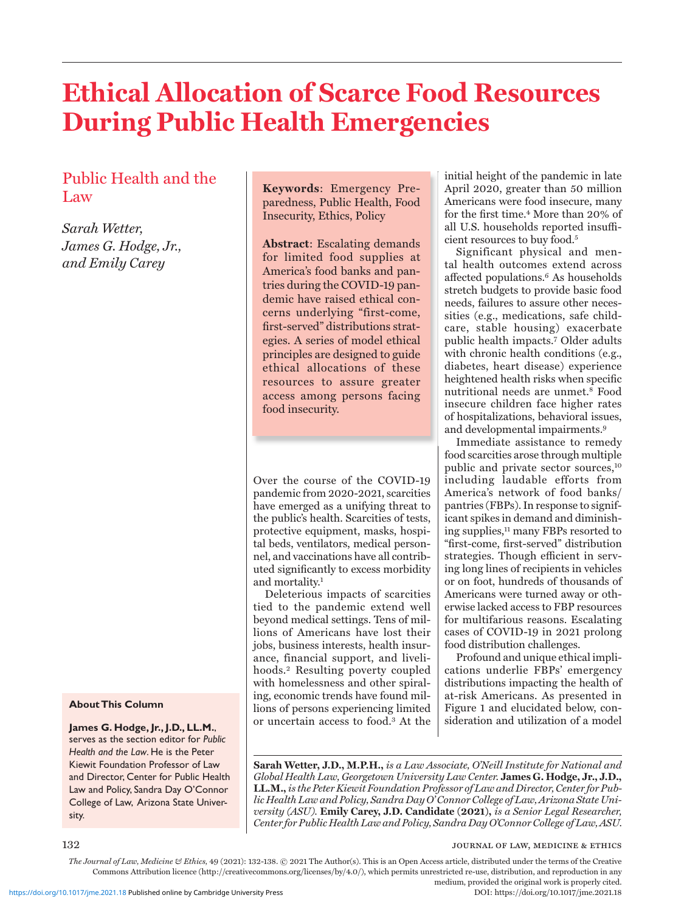# Ethical Allocation of Scarce Food Resources During Public Health Emergencies

## Public Health and the Law

*Sarah Wetter, James G. Hodge, Jr., and Emily Carey*

**Keywords**: Emergency Preparedness, Public Health, Food Insecurity, Ethics, Policy

**Abstract**: Escalating demands for limited food supplies at America's food banks and pantries during the COVID-19 pandemic have raised ethical concerns underlying "first-come, first-served" distributions strategies. A series of model ethical principles are designed to guide ethical allocations of these resources to assure greater access among persons facing food insecurity.

Over the course of the COVID-19 pandemic from 2020-2021, scarcities have emerged as a unifying threat to the public's health. Scarcities of tests, protective equipment, masks, hospital beds, ventilators, medical personnel, and vaccinations have all contributed significantly to excess morbidity and mortality.[1]

Deleterious impacts of scarcities tied to the pandemic extend well beyond medical settings. Tens of millions of Americans have lost their jobs, business interests, health insurance, financial support, and livelihoods.[2] Resulting poverty coupled with homelessness and other spiraling, economic trends have found millions of persons experiencing limited or uncertain access to food.[3] At the initial height of the pandemic in late April 2020, greater than 50 million Americans were food insecure, many for the first time.[4] More than 20% of all U.S. households reported insufficient resources to buy food.[5]

Significant physical and mental health outcomes extend across affected populations.[6] As households stretch budgets to provide basic food needs, failures to assure other necessities (e.g., medications, safe childcare, stable housing) exacerbate public health impacts.[7] Older adults with chronic health conditions (e.g., diabetes, heart disease) experience heightened health risks when specific nutritional needs are unmet.[8] Food insecure children face higher rates of hospitalizations, behavioral issues, and developmental impairments.[9]

Immediate assistance to remedy food scarcities arose through multiple public and private sector sources,[10] including laudable efforts from America's network of food banks/pantries (FBPs). In response to significant spikes in demand and diminishing supplies,[11] many FBPs resorted to "first-come, first-served" distribution strategies. Though efficient in serving long lines of recipients in vehicles or on foot, hundreds of thousands of Americans were turned away or otherwise lacked access to FBP resources for multifarious reasons. Escalating cases of COVID-19 in 2021 prolong food distribution challenges.

Profound and unique ethical implications underlie FBPs' emergency distributions impacting the health of at-risk Americans. As presented in Figure 1 and elucidated below, consideration and utilization of a model

**About This Column**

**James G. Hodge, Jr., J.D., LL.M.**, serves as the section editor for *Public Health and the Law*. He is the Peter Kiewit Foundation Professor of Law and Director, Center for Public Health Law and Policy, Sandra Day O'Connor College of Law, Arizona State University.

**Sarah Wetter, J.D., M.P.H.,** *is a Law Associate, O'Neill Institute for National and Global Health Law, Georgetown University Law Center.* **James G. Hodge, Jr., J.D., LL.M.,** *is the Peter Kiewit Foundation Professor of Law and Director, Center for Public Health Law and Policy, Sandra Day O'Connor College of Law, Arizona State University (ASU).* **Emily Carey, J.D. Candidate (2021),** *is a Senior Legal Researcher, Center for Public Health Law and Policy, Sandra Day O'Connor College of Law, ASU.*

*The Journal of Law, Medicine & Ethics,* 49 (2021): 132-138. © 2021 The Author(s). This is an Open Access article, distributed under the terms of the Creative Commons Attribution licence (http://creativecommons.org/licenses/by/4.0/), which permits unrestricted re-use, distribution, and reproduction in any medium, provided the original work is properly cited.
DOI: https://doi.org/10.1017/jme.2021.18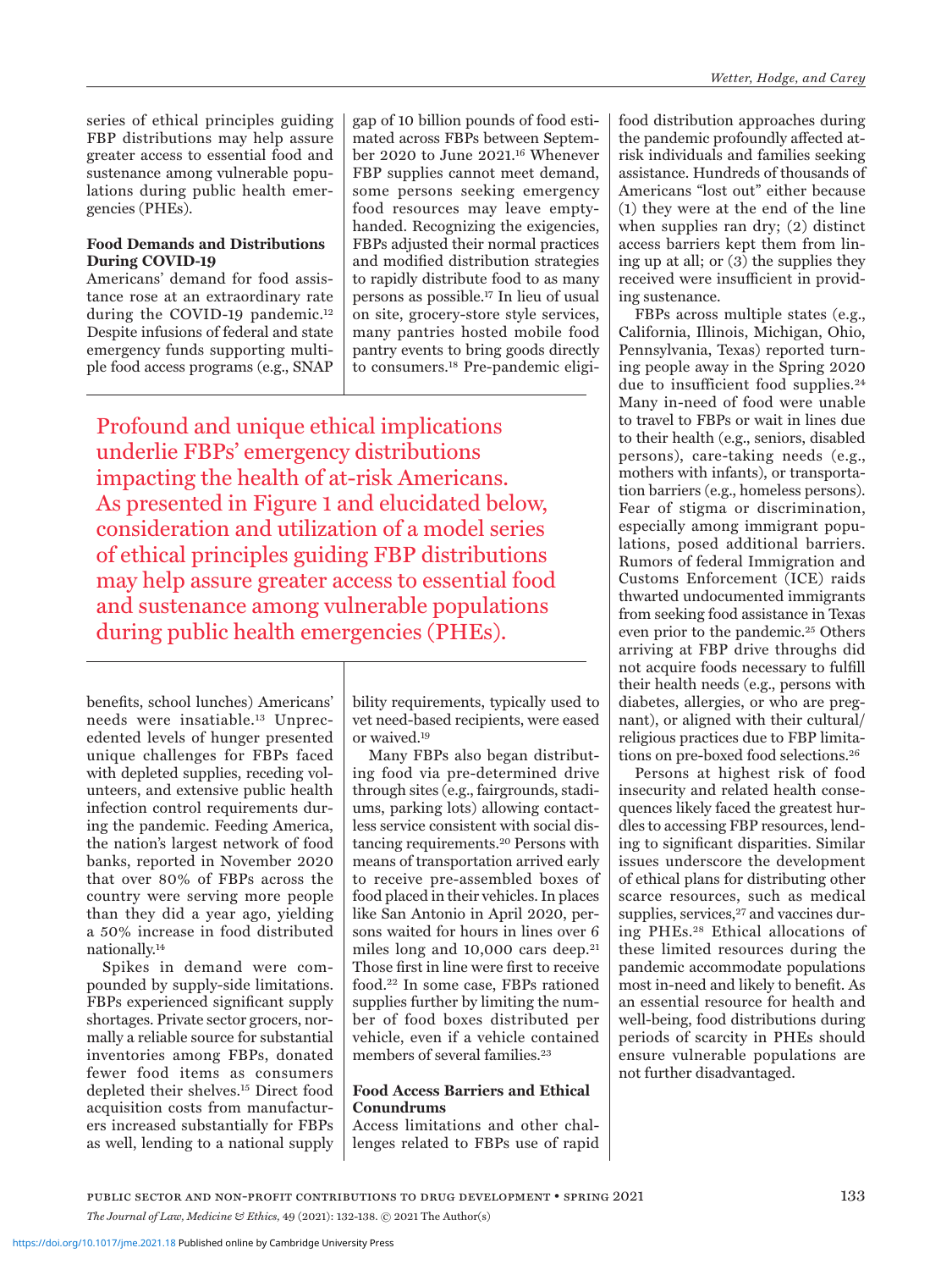series of ethical principles guiding FBP distributions may help assure greater access to essential food and sustenance among vulnerable populations during public health emergencies (PHEs).

### Food Demands and Distributions During COVID-19

Americans' demand for food assistance rose at an extraordinary rate during the COVID-19 pandemic.[12] Despite infusions of federal and state emergency funds supporting multiple food access programs (e.g., SNAP benefits, school lunches) Americans' needs were insatiable.[13] Unprecedented levels of hunger presented unique challenges for FBPs faced with depleted supplies, receding volunteers, and extensive public health infection control requirements during the pandemic. Feeding America, the nation's largest network of food banks, reported in November 2020 that over 80% of FBPs across the country were serving more people than they did a year ago, yielding a 50% increase in food distributed nationally.[14]

Spikes in demand were compounded by supply-side limitations. FBPs experienced significant supply shortages. Private sector grocers, normally a reliable source for substantial inventories among FBPs, donated fewer food items as consumers depleted their shelves.[15] Direct food acquisition costs from manufacturers increased substantially for FBPs as well, lending to a national supply gap of 10 billion pounds of food estimated across FBPs between September 2020 to June 2021.[16] Whenever FBP supplies cannot meet demand, some persons seeking emergency food resources may leave empty-handed. Recognizing the exigencies, FBPs adjusted their normal practices and modified distribution strategies to rapidly distribute food to as many persons as possible.[17] In lieu of usual on site, grocery-store style services, many pantries hosted mobile food pantry events to bring goods directly to consumers.[18] Pre-pandemic eligibility requirements, typically used to vet need-based recipients, were eased or waived.[19]

> Profound and unique ethical implications underlie FBPs' emergency distributions impacting the health of at-risk Americans. As presented in Figure 1 and elucidated below, consideration and utilization of a model series of ethical principles guiding FBP distributions may help assure greater access to essential food and sustenance among vulnerable populations during public health emergencies (PHEs).

Many FBPs also began distributing food via pre-determined drive through sites (e.g., fairgrounds, stadiums, parking lots) allowing contactless service consistent with social distancing requirements.[20] Persons with means of transportation arrived early to receive pre-assembled boxes of food placed in their vehicles. In places like San Antonio in April 2020, persons waited for hours in lines over 6 miles long and 10,000 cars deep.[21] Those first in line were first to receive food.[22] In some case, FBPs rationed supplies further by limiting the number of food boxes distributed per vehicle, even if a vehicle contained members of several families.[23]

### Food Access Barriers and Ethical Conundrums

Access limitations and other challenges related to FBPs use of rapid food distribution approaches during the pandemic profoundly affected at-risk individuals and families seeking assistance. Hundreds of thousands of Americans "lost out" either because (1) they were at the end of the line when supplies ran dry; (2) distinct access barriers kept them from lining up at all; or (3) the supplies they received were insufficient in providing sustenance.

FBPs across multiple states (e.g., California, Illinois, Michigan, Ohio, Pennsylvania, Texas) reported turning people away in the Spring 2020 due to insufficient food supplies.[24] Many in-need of food were unable to travel to FBPs or wait in lines due to their health (e.g., seniors, disabled persons), care-taking needs (e.g., mothers with infants), or transportation barriers (e.g., homeless persons). Fear of stigma or discrimination, especially among immigrant populations, posed additional barriers. Rumors of federal Immigration and Customs Enforcement (ICE) raids thwarted undocumented immigrants from seeking food assistance in Texas even prior to the pandemic.[25] Others arriving at FBP drive throughs did not acquire foods necessary to fulfill their health needs (e.g., persons with diabetes, allergies, or who are pregnant), or aligned with their cultural/religious practices due to FBP limitations on pre-boxed food selections.[26]

Persons at highest risk of food insecurity and related health consequences likely faced the greatest hurdles to accessing FBP resources, lending to significant disparities. Similar issues underscore the development of ethical plans for distributing other scarce resources, such as medical supplies, services,[27] and vaccines during PHEs.[28] Ethical allocations of these limited resources during the pandemic accommodate populations most in-need and likely to benefit. As an essential resource for health and well-being, food distributions during periods of scarcity in PHEs should ensure vulnerable populations are not further disadvantaged.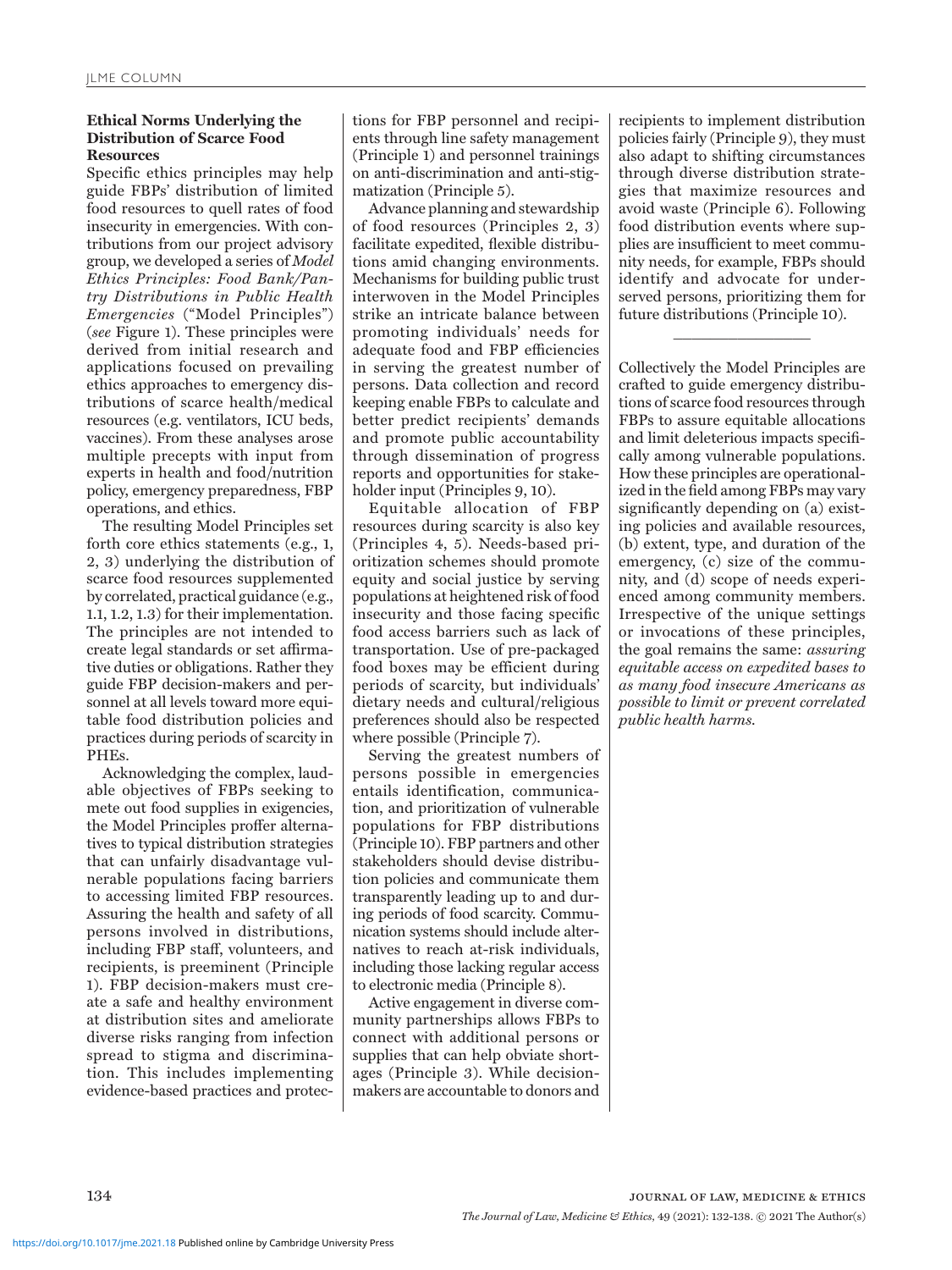## Ethical Norms Underlying the Distribution of Scarce Food Resources

Specific ethics principles may help guide FBPs' distribution of limited food resources to quell rates of food insecurity in emergencies. With contributions from our project advisory group, we developed a series of *Model Ethics Principles: Food Bank/Pantry Distributions in Public Health Emergencies* ("Model Principles") (*see* Figure 1). These principles were derived from initial research and applications focused on prevailing ethics approaches to emergency distributions of scarce health/medical resources (e.g. ventilators, ICU beds, vaccines). From these analyses arose multiple precepts with input from experts in health and food/nutrition policy, emergency preparedness, FBP operations, and ethics.

The resulting Model Principles set forth core ethics statements (e.g., 1, 2, 3) underlying the distribution of scarce food resources supplemented by correlated, practical guidance (e.g., 1.1, 1.2, 1.3) for their implementation. The principles are not intended to create legal standards or set affirmative duties or obligations. Rather they guide FBP decision-makers and personnel at all levels toward more equitable food distribution policies and practices during periods of scarcity in PHEs.

Acknowledging the complex, laudable objectives of FBPs seeking to mete out food supplies in exigencies, the Model Principles proffer alternatives to typical distribution strategies that can unfairly disadvantage vulnerable populations facing barriers to accessing limited FBP resources. Assuring the health and safety of all persons involved in distributions, including FBP staff, volunteers, and recipients, is preeminent (Principle 1). FBP decision-makers must create a safe and healthy environment at distribution sites and ameliorate diverse risks ranging from infection spread to stigma and discrimination. This includes implementing evidence-based practices and protections for FBP personnel and recipients through line safety management (Principle 1) and personnel trainings on anti-discrimination and anti-stigmatization (Principle 5).

Advance planning and stewardship of food resources (Principles 2, 3) facilitate expedited, flexible distributions amid changing environments. Mechanisms for building public trust interwoven in the Model Principles strike an intricate balance between promoting individuals' needs for adequate food and FBP efficiencies in serving the greatest number of persons. Data collection and record keeping enable FBPs to calculate and better predict recipients' demands and promote public accountability through dissemination of progress reports and opportunities for stakeholder input (Principles 9, 10).

Equitable allocation of FBP resources during scarcity is also key (Principles 4, 5). Needs-based prioritization schemes should promote equity and social justice by serving populations at heightened risk of food insecurity and those facing specific food access barriers such as lack of transportation. Use of pre-packaged food boxes may be efficient during periods of scarcity, but individuals' dietary needs and cultural/religious preferences should also be respected where possible (Principle 7).

Serving the greatest numbers of persons possible in emergencies entails identification, communication, and prioritization of vulnerable populations for FBP distributions (Principle 10). FBP partners and other stakeholders should devise distribution policies and communicate them transparently leading up to and during periods of food scarcity. Communication systems should include alternatives to reach at-risk individuals, including those lacking regular access to electronic media (Principle 8).

Active engagement in diverse community partnerships allows FBPs to connect with additional persons or supplies that can help obviate shortages (Principle 3). While decision-makers are accountable to donors and recipients to implement distribution policies fairly (Principle 9), they must also adapt to shifting circumstances through diverse distribution strategies that maximize resources and avoid waste (Principle 6). Following food distribution events where supplies are insufficient to meet community needs, for example, FBPs should identify and advocate for underserved persons, prioritizing them for future distributions (Principle 10).

---

Collectively the Model Principles are crafted to guide emergency distributions of scarce food resources through FBPs to assure equitable allocations and limit deleterious impacts specifically among vulnerable populations. How these principles are operationalized in the field among FBPs may vary significantly depending on (a) existing policies and available resources, (b) extent, type, and duration of the emergency, (c) size of the community, and (d) scope of needs experienced among community members. Irrespective of the unique settings or invocations of these principles, the goal remains the same: *assuring equitable access on expedited bases to as many food insecure Americans as possible to limit or prevent correlated public health harms.*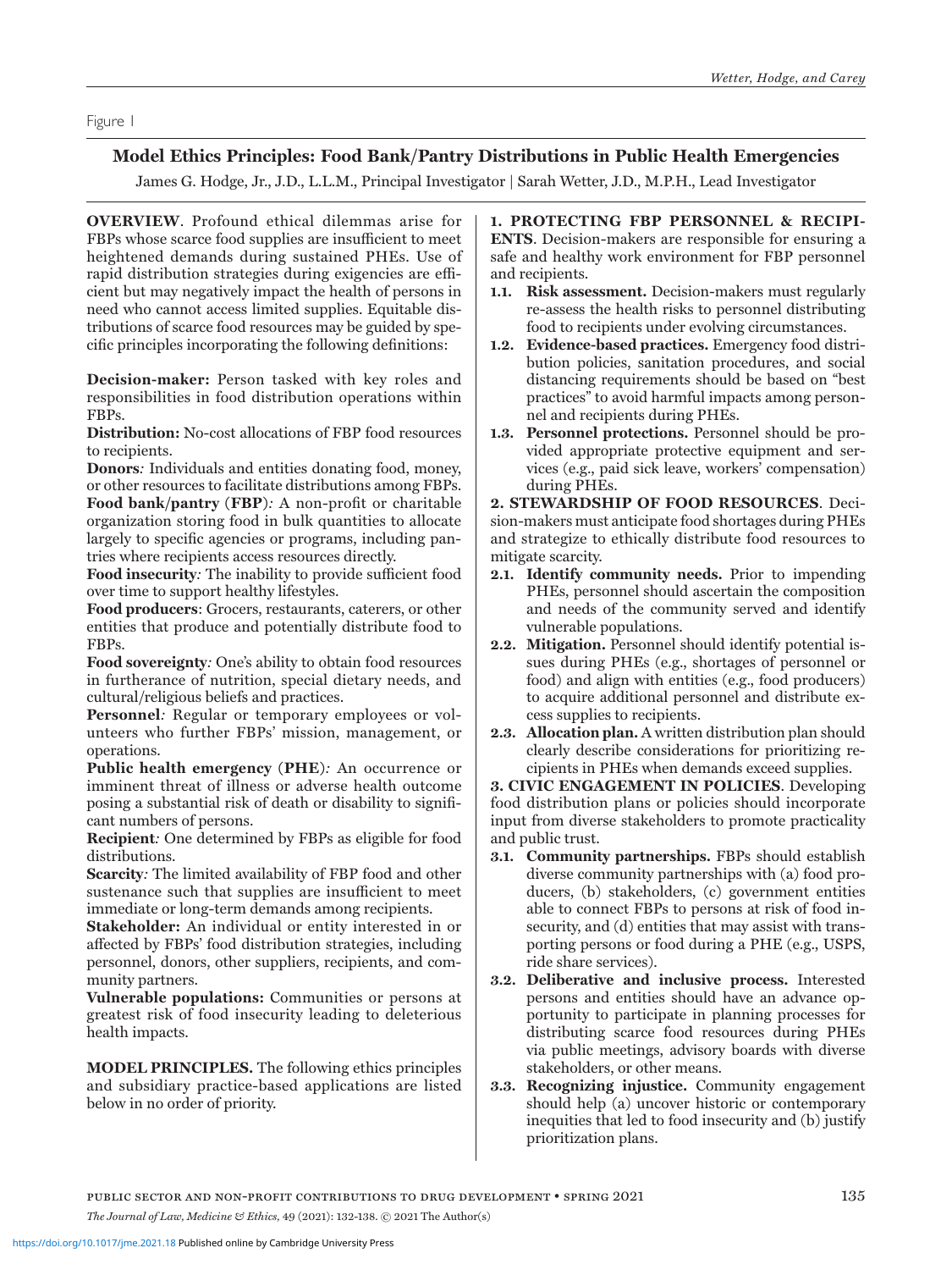Figure 1

## Model Ethics Principles: Food Bank/Pantry Distributions in Public Health Emergencies

James G. Hodge, Jr., J.D., L.L.M., Principal Investigator | Sarah Wetter, J.D., M.P.H., Lead Investigator

**OVERVIEW**. Profound ethical dilemmas arise for FBPs whose scarce food supplies are insufficient to meet heightened demands during sustained PHEs. Use of rapid distribution strategies during exigencies are efficient but may negatively impact the health of persons in need who cannot access limited supplies. Equitable distributions of scarce food resources may be guided by specific principles incorporating the following definitions:

**Decision-maker:** Person tasked with key roles and responsibilities in food distribution operations within FBPs.

**Distribution:** No-cost allocations of FBP food resources to recipients.

**Donors***:* Individuals and entities donating food, money, or other resources to facilitate distributions among FBPs.

**Food bank/pantry** (**FBP**)*:* A non-profit or charitable organization storing food in bulk quantities to allocate largely to specific agencies or programs, including pantries where recipients access resources directly.

**Food insecurity***:* The inability to provide sufficient food over time to support healthy lifestyles.

**Food producers**: Grocers, restaurants, caterers, or other entities that produce and potentially distribute food to FBPs.

**Food sovereignty***:* One's ability to obtain food resources in furtherance of nutrition, special dietary needs, and cultural/religious beliefs and practices.

**Personnel***:* Regular or temporary employees or volunteers who further FBPs' mission, management, or operations.

**Public health emergency** (**PHE**)*:* An occurrence or imminent threat of illness or adverse health outcome posing a substantial risk of death or disability to significant numbers of persons.

**Recipient***:* One determined by FBPs as eligible for food distributions.

**Scarcity***:* The limited availability of FBP food and other sustenance such that supplies are insufficient to meet immediate or long-term demands among recipients.

**Stakeholder:** An individual or entity interested in or affected by FBPs' food distribution strategies, including personnel, donors, other suppliers, recipients, and community partners.

**Vulnerable populations:** Communities or persons at greatest risk of food insecurity leading to deleterious health impacts.

**MODEL PRINCIPLES.** The following ethics principles and subsidiary practice-based applications are listed below in no order of priority.

**1. PROTECTING FBP PERSONNEL & RECIPIENTS**. Decision-makers are responsible for ensuring a safe and healthy work environment for FBP personnel and recipients.

- **1.1. Risk assessment.** Decision-makers must regularly re-assess the health risks to personnel distributing food to recipients under evolving circumstances.
- **1.2. Evidence-based practices.** Emergency food distribution policies, sanitation procedures, and social distancing requirements should be based on "best practices" to avoid harmful impacts among personnel and recipients during PHEs.
- **1.3. Personnel protections.** Personnel should be provided appropriate protective equipment and services (e.g., paid sick leave, workers' compensation) during PHEs.

**2. STEWARDSHIP OF FOOD RESOURCES**. Decision-makers must anticipate food shortages during PHEs and strategize to ethically distribute food resources to mitigate scarcity.

- **2.1. Identify community needs.** Prior to impending PHEs, personnel should ascertain the composition and needs of the community served and identify vulnerable populations.
- **2.2. Mitigation.** Personnel should identify potential issues during PHEs (e.g., shortages of personnel or food) and align with entities (e.g., food producers) to acquire additional personnel and distribute excess supplies to recipients.
- **2.3. Allocation plan.** A written distribution plan should clearly describe considerations for prioritizing recipients in PHEs when demands exceed supplies.

**3. CIVIC ENGAGEMENT IN POLICIES**. Developing food distribution plans or policies should incorporate input from diverse stakeholders to promote practicality and public trust.

- **3.1. Community partnerships.** FBPs should establish diverse community partnerships with (a) food producers, (b) stakeholders, (c) government entities able to connect FBPs to persons at risk of food insecurity, and (d) entities that may assist with transporting persons or food during a PHE (e.g., USPS, ride share services).
- **3.2. Deliberative and inclusive process.** Interested persons and entities should have an advance opportunity to participate in planning processes for distributing scarce food resources during PHEs via public meetings, advisory boards with diverse stakeholders, or other means.
- **3.3. Recognizing injustice.** Community engagement should help (a) uncover historic or contemporary inequities that led to food insecurity and (b) justify prioritization plans.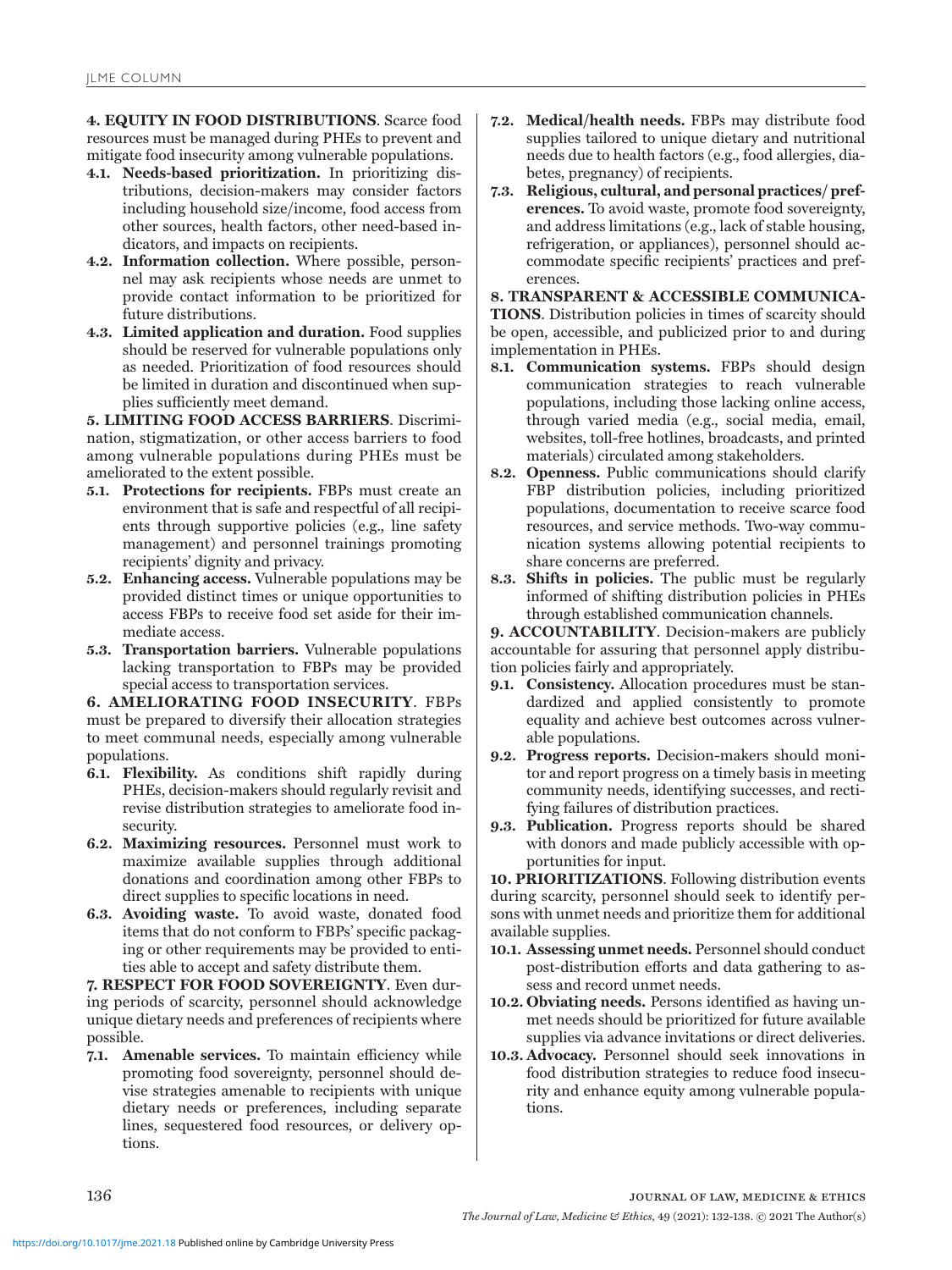**4. EQUITY IN FOOD DISTRIBUTIONS**. Scarce food resources must be managed during PHEs to prevent and mitigate food insecurity among vulnerable populations.

- **4.1. Needs-based prioritization.** In prioritizing distributions, decision-makers may consider factors including household size/income, food access from other sources, health factors, other need-based indicators, and impacts on recipients.
- **4.2. Information collection.** Where possible, personnel may ask recipients whose needs are unmet to provide contact information to be prioritized for future distributions.
- **4.3. Limited application and duration.** Food supplies should be reserved for vulnerable populations only as needed. Prioritization of food resources should be limited in duration and discontinued when supplies sufficiently meet demand.

**5. LIMITING FOOD ACCESS BARRIERS**. Discrimination, stigmatization, or other access barriers to food among vulnerable populations during PHEs must be ameliorated to the extent possible.

- **5.1. Protections for recipients.** FBPs must create an environment that is safe and respectful of all recipients through supportive policies (e.g., line safety management) and personnel trainings promoting recipients' dignity and privacy.
- **5.2. Enhancing access.** Vulnerable populations may be provided distinct times or unique opportunities to access FBPs to receive food set aside for their immediate access.
- **5.3. Transportation barriers.** Vulnerable populations lacking transportation to FBPs may be provided special access to transportation services.

**6. AMELIORATING FOOD INSECURITY**. FBPs must be prepared to diversify their allocation strategies to meet communal needs, especially among vulnerable populations.

- **6.1. Flexibility.** As conditions shift rapidly during PHEs, decision-makers should regularly revisit and revise distribution strategies to ameliorate food insecurity.
- **6.2. Maximizing resources.** Personnel must work to maximize available supplies through additional donations and coordination among other FBPs to direct supplies to specific locations in need.
- **6.3. Avoiding waste.** To avoid waste, donated food items that do not conform to FBPs' specific packaging or other requirements may be provided to entities able to accept and safety distribute them.

**7. RESPECT FOR FOOD SOVEREIGNTY**. Even during periods of scarcity, personnel should acknowledge unique dietary needs and preferences of recipients where possible.

- **7.1. Amenable services.** To maintain efficiency while promoting food sovereignty, personnel should devise strategies amenable to recipients with unique dietary needs or preferences, including separate lines, sequestered food resources, or delivery options.
- **7.2. Medical/health needs.** FBPs may distribute food supplies tailored to unique dietary and nutritional needs due to health factors (e.g., food allergies, diabetes, pregnancy) of recipients.
- **7.3. Religious, cultural, and personal practices/preferences.** To avoid waste, promote food sovereignty, and address limitations (e.g., lack of stable housing, refrigeration, or appliances), personnel should accommodate specific recipients' practices and preferences.

**8. TRANSPARENT & ACCESSIBLE COMMUNICATIONS**. Distribution policies in times of scarcity should be open, accessible, and publicized prior to and during implementation in PHEs.

- **8.1. Communication systems.** FBPs should design communication strategies to reach vulnerable populations, including those lacking online access, through varied media (e.g., social media, email, websites, toll-free hotlines, broadcasts, and printed materials) circulated among stakeholders.
- **8.2. Openness.** Public communications should clarify FBP distribution policies, including prioritized populations, documentation to receive scarce food resources, and service methods. Two-way communication systems allowing potential recipients to share concerns are preferred.
- **8.3. Shifts in policies.** The public must be regularly informed of shifting distribution policies in PHEs through established communication channels.

**9. ACCOUNTABILITY**. Decision-makers are publicly accountable for assuring that personnel apply distribution policies fairly and appropriately.

- **9.1. Consistency.** Allocation procedures must be standardized and applied consistently to promote equality and achieve best outcomes across vulnerable populations.
- **9.2. Progress reports.** Decision-makers should monitor and report progress on a timely basis in meeting community needs, identifying successes, and rectifying failures of distribution practices.
- **9.3. Publication.** Progress reports should be shared with donors and made publicly accessible with opportunities for input.

**10. PRIORITIZATIONS**. Following distribution events during scarcity, personnel should seek to identify persons with unmet needs and prioritize them for additional available supplies.

- **10.1. Assessing unmet needs.** Personnel should conduct post-distribution efforts and data gathering to assess and record unmet needs.
- **10.2. Obviating needs.** Persons identified as having unmet needs should be prioritized for future available supplies via advance invitations or direct deliveries.
- **10.3. Advocacy.** Personnel should seek innovations in food distribution strategies to reduce food insecurity and enhance equity among vulnerable populations.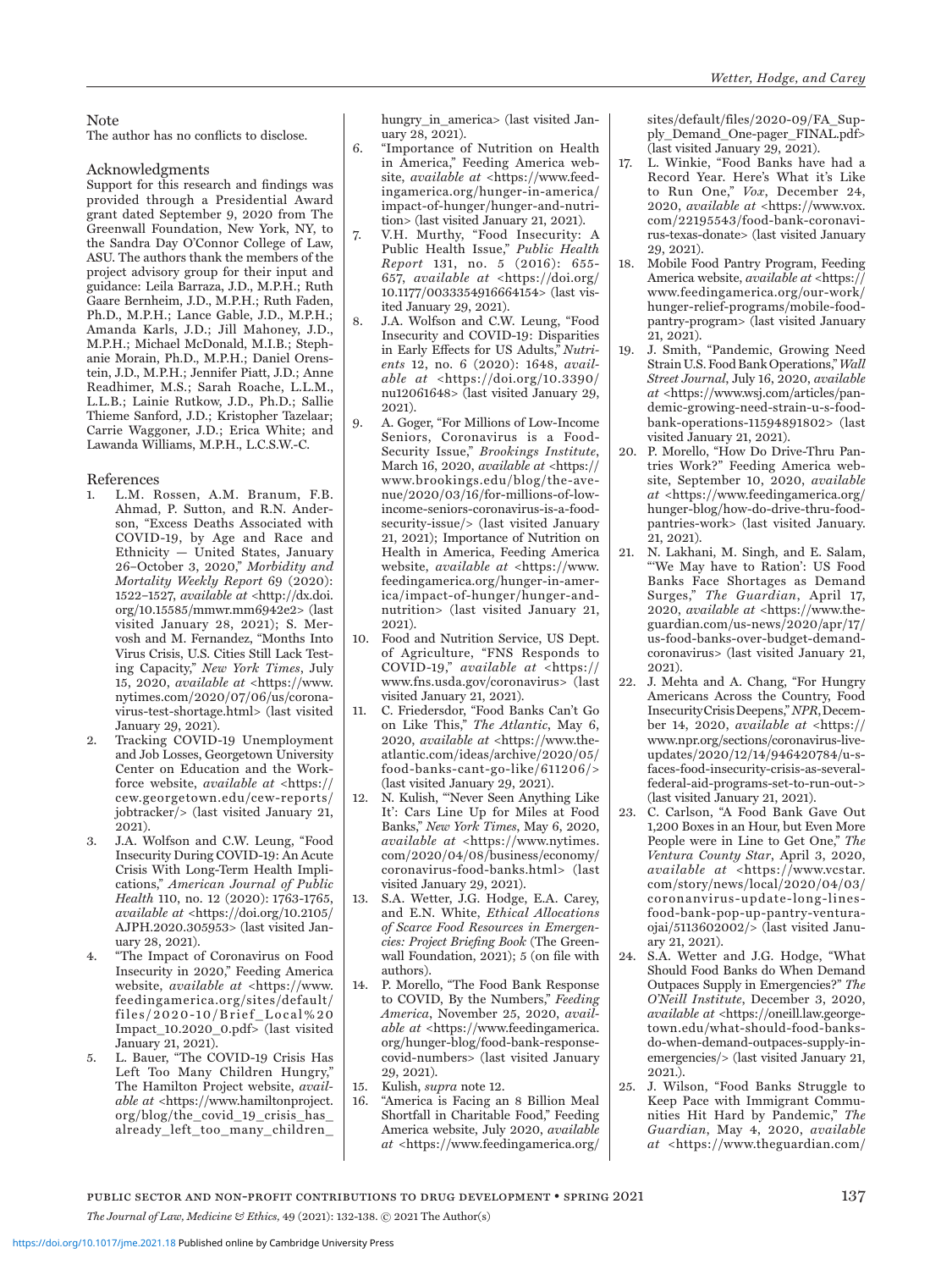## Note

The author has no conflicts to disclose.

## Acknowledgments

Support for this research and findings was provided through a Presidential Award grant dated September 9, 2020 from The Greenwall Foundation, New York, NY, to the Sandra Day O'Connor College of Law, ASU. The authors thank the members of the project advisory group for their input and guidance: Leila Barraza, J.D., M.P.H.; Ruth Gaare Bernheim, J.D., M.P.H.; Ruth Faden, Ph.D., M.P.H.; Lance Gable, J.D., M.P.H.; Amanda Karls, J.D.; Jill Mahoney, J.D., M.P.H.; Michael McDonald, M.I.B.; Stephanie Morain, Ph.D., M.P.H.; Daniel Orenstein, J.D., M.P.H.; Jennifer Piatt, J.D.; Anne Readhimer, M.S.; Sarah Roache, L.L.M., L.L.B.; Lainie Rutkow, J.D., Ph.D.; Sallie Thieme Sanford, J.D.; Kristopher Tazelaar; Carrie Waggoner, J.D.; Erica White; and Lawanda Williams, M.P.H., L.C.S.W.-C.

## References

1. L.M. Rossen, A.M. Branum, F.B. Ahmad, P. Sutton, and R.N. Anderson, "Excess Deaths Associated with COVID-19, by Age and Race and Ethnicity — United States, January 26–October 3, 2020," *Morbidity and Mortality Weekly Report* 69 (2020): 1522–1527, *available at* <http://dx.doi.org/10.15585/mmwr.mm6942e2> (last visited January 28, 2021); S. Mervosh and M. Fernandez, "Months Into Virus Crisis, U.S. Cities Still Lack Testing Capacity," *New York Times*, July 15, 2020, *available at* <https://www.nytimes.com/2020/07/06/us/coronavirus-test-shortage.html> (last visited January 29, 2021).
2. Tracking COVID-19 Unemployment and Job Losses, Georgetown University Center on Education and the Workforce website, *available at* <https://cew.georgetown.edu/cew-reports/jobtracker/> (last visited January 21, 2021).
3. J.A. Wolfson and C.W. Leung, "Food Insecurity During COVID-19: An Acute Crisis With Long-Term Health Implications," *American Journal of Public Health* 110, no. 12 (2020): 1763-1765, *available at* <https://doi.org/10.2105/AJPH.2020.305953> (last visited January 28, 2021).
4. "The Impact of Coronavirus on Food Insecurity in 2020," Feeding America website, *available at* <https://www.feedingamerica.org/sites/default/files/2020-10/Brief_Local%20Impact_10.2020_0.pdf> (last visited January 21, 2021).
5. L. Bauer, "The COVID-19 Crisis Has Left Too Many Children Hungry," The Hamilton Project website, *available at* <https://www.hamiltonproject.org/blog/the_covid_19_crisis_has_already_left_too_many_children_hungry_in_america> (last visited January 28, 2021).
6. "Importance of Nutrition on Health in America," Feeding America website, *available at* <https://www.feedingamerica.org/hunger-in-america/impact-of-hunger/hunger-and-nutrition> (last visited January 21, 2021).
7. V.H. Murthy, "Food Insecurity: A Public Health Issue," *Public Health Report* 131, no. 5 (2016): 655-657, *available at* <https://doi.org/10.1177/0033354916664154> (last visited January 29, 2021).
8. J.A. Wolfson and C.W. Leung, "Food Insecurity and COVID-19: Disparities in Early Effects for US Adults," *Nutrients* 12, no. 6 (2020): 1648, *available at* <https://doi.org/10.3390/nu12061648> (last visited January 29, 2021).
9. A. Goger, "For Millions of Low-Income Seniors, Coronavirus is a Food-Security Issue," *Brookings Institute*, March 16, 2020, *available at* <https://www.brookings.edu/blog/the-avenue/2020/03/16/for-millions-of-low-income-seniors-coronavirus-is-a-food-security-issue/> (last visited January 21, 2021); Importance of Nutrition on Health in America, Feeding America website, *available at* <https://www.feedingamerica.org/hunger-in-america/impact-of-hunger/hunger-and-nutrition> (last visited January 21, 2021).
10. Food and Nutrition Service, US Dept. of Agriculture, "FNS Responds to COVID-19," *available at* <https://www.fns.usda.gov/coronavirus> (last visited January 21, 2021).
11. C. Friedersdor, "Food Banks Can't Go on Like This," *The Atlantic*, May 6, 2020, *available at* <https://www.theatlantic.com/ideas/archive/2020/05/food-banks-cant-go-like/611206/> (last visited January 29, 2021).
12. N. Kulish, "'Never Seen Anything Like It': Cars Line Up for Miles at Food Banks," *New York Times*, May 6, 2020, *available at* <https://www.nytimes.com/2020/04/08/business/economy/coronavirus-food-banks.html> (last visited January 29, 2021).
13. S.A. Wetter, J.G. Hodge, E.A. Carey, and E.N. White, *Ethical Allocations of Scarce Food Resources in Emergencies: Project Briefing Book* (The Greenwall Foundation, 2021); 5 (on file with authors).
14. P. Morello, "The Food Bank Response to COVID, By the Numbers," *Feeding America*, November 25, 2020, *available at* <https://www.feedingamerica.org/hunger-blog/food-bank-response-covid-numbers> (last visited January 29, 2021).
15. Kulish, *supra* note 12.
16. "America is Facing an 8 Billion Meal Shortfall in Charitable Food," Feeding America website, July 2020, *available at* <https://www.feedingamerica.org/sites/default/files/2020-09/FA_Supply_Demand_One-pager_FINAL.pdf> (last visited January 29, 2021).
17. L. Winkie, "Food Banks have had a Record Year. Here's What it's Like to Run One," *Vox*, December 24, 2020, *available at* <https://www.vox.com/22195543/food-bank-coronavirus-texas-donate> (last visited January 29, 2021).
18. Mobile Food Pantry Program, Feeding America website, *available at* <https://www.feedingamerica.org/our-work/hunger-relief-programs/mobile-food-pantry-program> (last visited January 21, 2021).
19. J. Smith, "Pandemic, Growing Need Strain U.S. Food Bank Operations," *Wall Street Journal*, July 16, 2020, *available at* <https://www.wsj.com/articles/pandemic-growing-need-strain-u-s-food-bank-operations-11594891802> (last visited January 21, 2021).
20. P. Morello, "How Do Drive-Thru Pantries Work?" Feeding America website, September 10, 2020, *available at* <https://www.feedingamerica.org/hunger-blog/how-do-drive-thru-food-pantries-work> (last visited January. 21, 2021).
21. N. Lakhani, M. Singh, and E. Salam, "'We May have to Ration': US Food Banks Face Shortages as Demand Surges," *The Guardian*, April 17, 2020, *available at* <https://www.theguardian.com/us-news/2020/apr/17/us-food-banks-over-budget-demand-coronavirus> (last visited January 21, 2021).
22. J. Mehta and A. Chang, "For Hungry Americans Across the Country, Food Insecurity Crisis Deepens," *NPR*, December 14, 2020, *available at* <https://www.npr.org/sections/coronavirus-live-updates/2020/12/14/946420784/u-s-faces-food-insecurity-crisis-as-several-federal-aid-programs-set-to-run-out-> (last visited January 21, 2021).
23. C. Carlson, "A Food Bank Gave Out 1,200 Boxes in an Hour, but Even More People were in Line to Get One," *The Ventura County Star*, April 3, 2020, *available at* <https://www.vcstar.com/story/news/local/2020/04/03/coronanvirus-update-long-lines-food-bank-pop-up-pantry-ventura-ojai/5113602002/> (last visited January 21, 2021).
24. S.A. Wetter and J.G. Hodge, "What Should Food Banks do When Demand Outpaces Supply in Emergencies?" *The O'Neill Institute*, December 3, 2020, *available at* <https://oneill.law.georgetown.edu/what-should-food-banks-do-when-demand-outpaces-supply-in-emergencies/> (last visited January 21, 2021.).
25. J. Wilson, "Food Banks Struggle to Keep Pace with Immigrant Communities Hit Hard by Pandemic," *The Guardian*, May 4, 2020, *available at* <https://www.theguardian.com/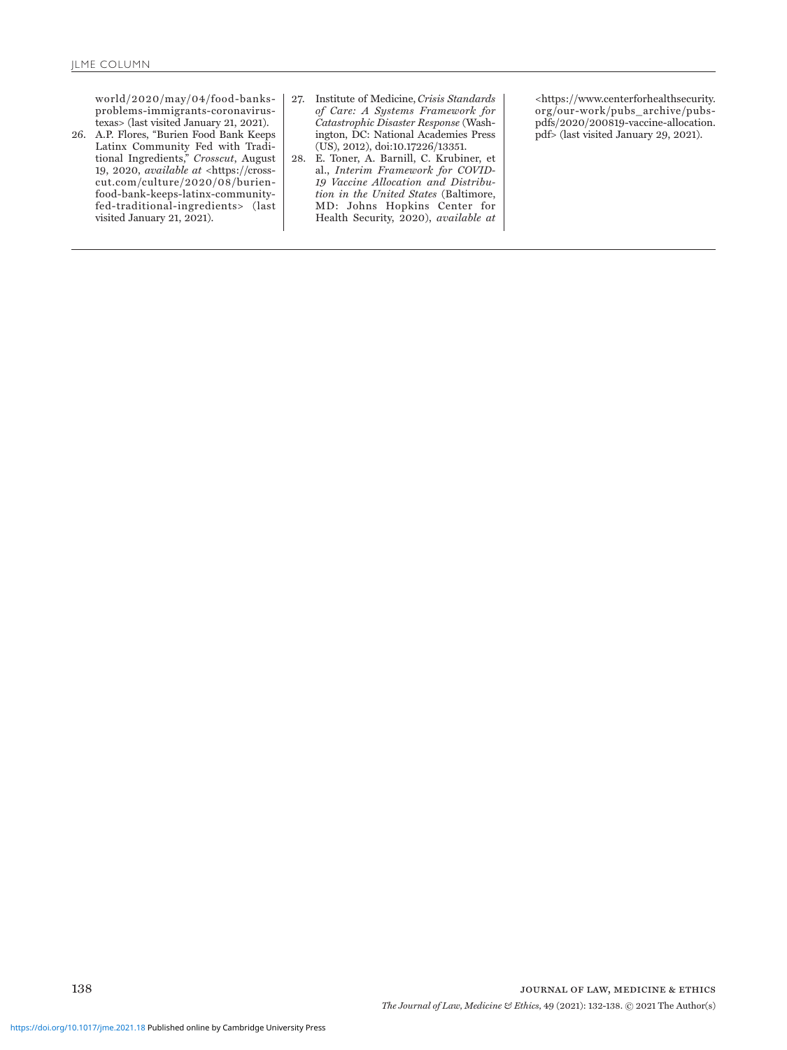world/2020/may/04/food-banks-problems-immigrants-coronavirus-texas> (last visited January 21, 2021).

26. A.P. Flores, "Burien Food Bank Keeps Latinx Community Fed with Traditional Ingredients," *Crosscut*, August 19, 2020, *available at* <https://crosscut.com/culture/2020/08/burien-food-bank-keeps-latinx-community-fed-traditional-ingredients> (last visited January 21, 2021).
27. Institute of Medicine, *Crisis Standards of Care: A Systems Framework for Catastrophic Disaster Response* (Washington, DC: National Academies Press (US), 2012), doi:10.17226/13351.
28. E. Toner, A. Barnill, C. Krubiner, et al., *Interim Framework for COVID-19 Vaccine Allocation and Distribution in the United States* (Baltimore, MD: Johns Hopkins Center for Health Security, 2020), *available at* <https://www.centerforhealthsecurity.org/our-work/pubs_archive/pubs-pdfs/2020/200819-vaccine-allocation.pdf> (last visited January 29, 2021).